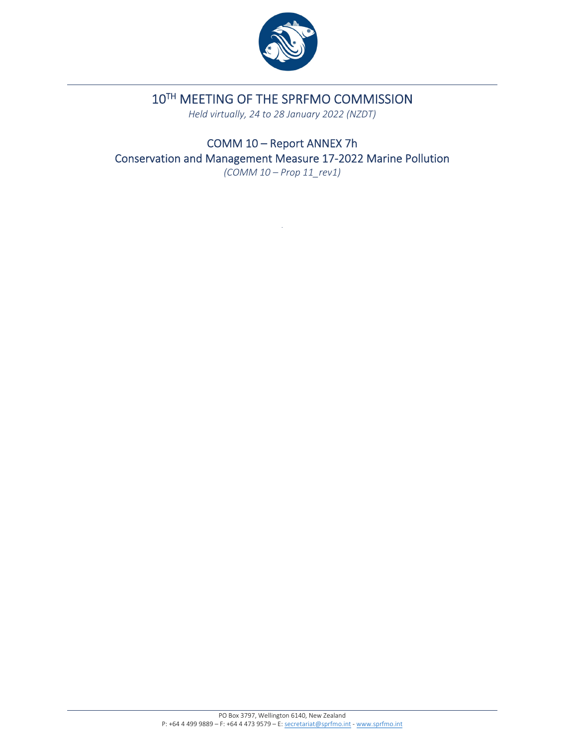# 10[TH] MEETING OF THE SPRFMO COMMISSION

*Held virtually, 24 to 28 January 2022 (NZDT)*

## COMM 10 – Report ANNEX 7h
## Conservation and Management Measure 17-2022 Marine Pollution

*(COMM 10 – Prop 11_rev1)*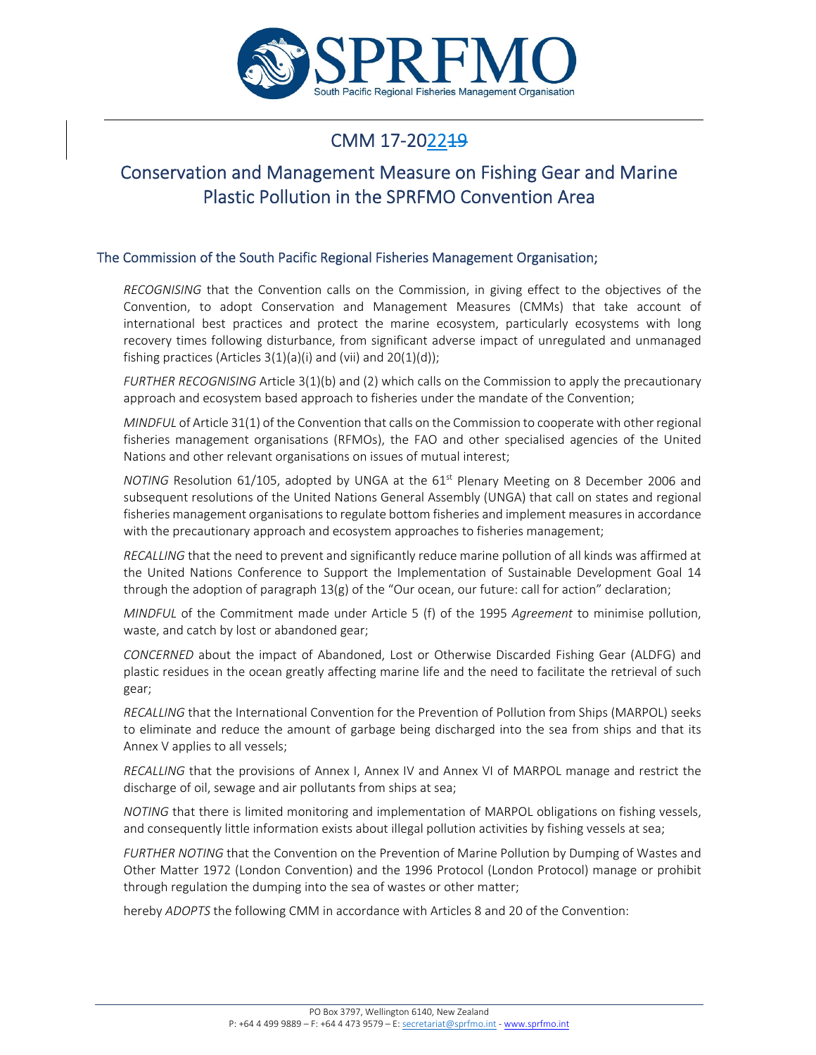# CMM 17-2022~~19~~

## Conservation and Management Measure on Fishing Gear and Marine Plastic Pollution in the SPRFMO Convention Area

### The Commission of the South Pacific Regional Fisheries Management Organisation;

*RECOGNISING* that the Convention calls on the Commission, in giving effect to the objectives of the Convention, to adopt Conservation and Management Measures (CMMs) that take account of international best practices and protect the marine ecosystem, particularly ecosystems with long recovery times following disturbance, from significant adverse impact of unregulated and unmanaged fishing practices (Articles 3(1)(a)(i) and (vii) and 20(1)(d));

*FURTHER RECOGNISING* Article 3(1)(b) and (2) which calls on the Commission to apply the precautionary approach and ecosystem based approach to fisheries under the mandate of the Convention;

*MINDFUL* of Article 31(1) of the Convention that calls on the Commission to cooperate with other regional fisheries management organisations (RFMOs), the FAO and other specialised agencies of the United Nations and other relevant organisations on issues of mutual interest;

*NOTING* Resolution 61/105, adopted by UNGA at the 61st Plenary Meeting on 8 December 2006 and subsequent resolutions of the United Nations General Assembly (UNGA) that call on states and regional fisheries management organisations to regulate bottom fisheries and implement measures in accordance with the precautionary approach and ecosystem approaches to fisheries management;

*RECALLING* that the need to prevent and significantly reduce marine pollution of all kinds was affirmed at the United Nations Conference to Support the Implementation of Sustainable Development Goal 14 through the adoption of paragraph 13(g) of the "Our ocean, our future: call for action" declaration;

*MINDFUL* of the Commitment made under Article 5 (f) of the 1995 *Agreement* to minimise pollution, waste, and catch by lost or abandoned gear;

*CONCERNED* about the impact of Abandoned, Lost or Otherwise Discarded Fishing Gear (ALDFG) and plastic residues in the ocean greatly affecting marine life and the need to facilitate the retrieval of such gear;

*RECALLING* that the International Convention for the Prevention of Pollution from Ships (MARPOL) seeks to eliminate and reduce the amount of garbage being discharged into the sea from ships and that its Annex V applies to all vessels;

*RECALLING* that the provisions of Annex I, Annex IV and Annex VI of MARPOL manage and restrict the discharge of oil, sewage and air pollutants from ships at sea;

*NOTING* that there is limited monitoring and implementation of MARPOL obligations on fishing vessels, and consequently little information exists about illegal pollution activities by fishing vessels at sea;

*FURTHER NOTING* that the Convention on the Prevention of Marine Pollution by Dumping of Wastes and Other Matter 1972 (London Convention) and the 1996 Protocol (London Protocol) manage or prohibit through regulation the dumping into the sea of wastes or other matter;

hereby *ADOPTS* the following CMM in accordance with Articles 8 and 20 of the Convention: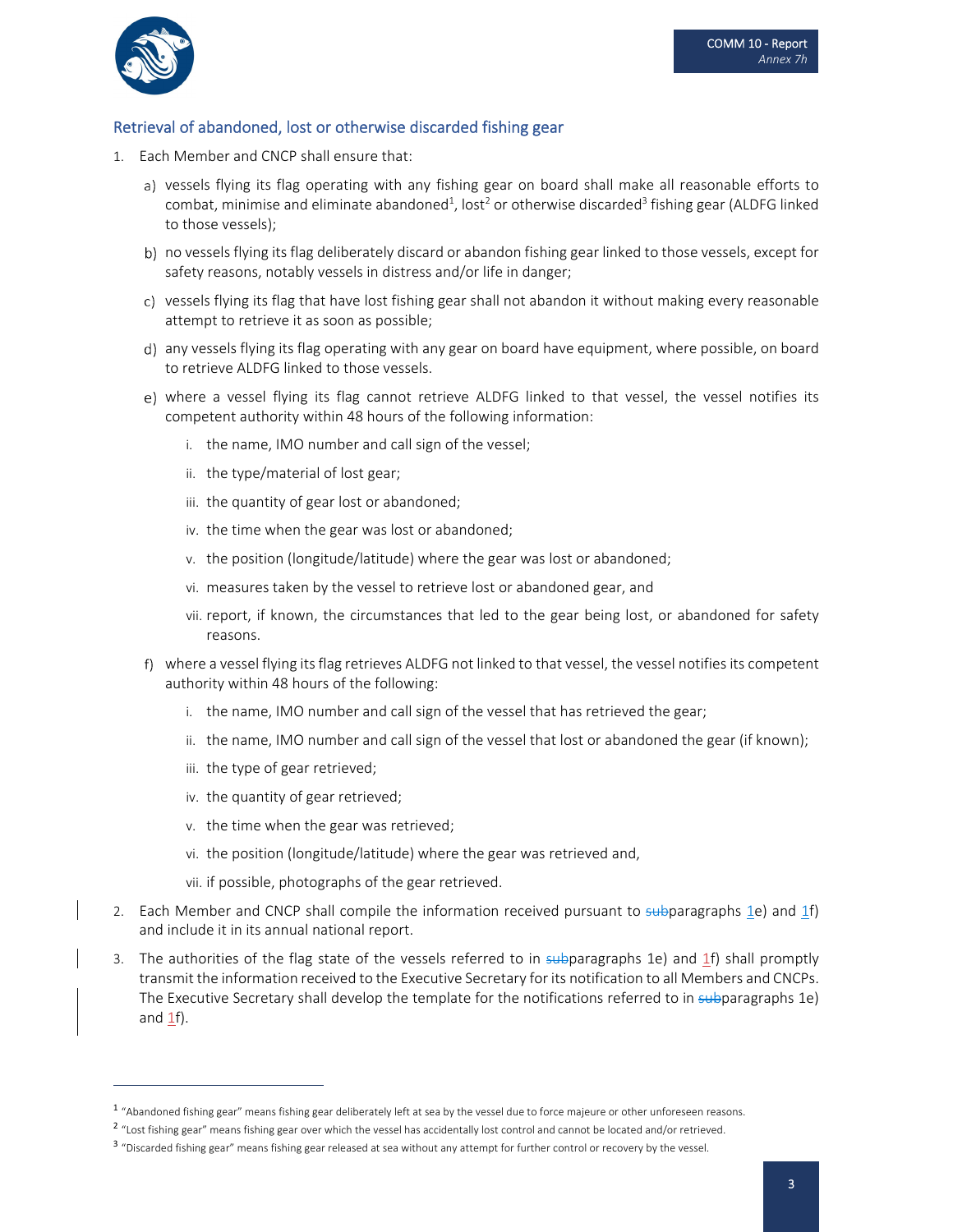## Retrieval of abandoned, lost or otherwise discarded fishing gear

1. Each Member and CNCP shall ensure that:

   a) vessels flying its flag operating with any fishing gear on board shall make all reasonable efforts to combat, minimise and eliminate abandoned[1], lost[2] or otherwise discarded[3] fishing gear (ALDFG linked to those vessels);

   b) no vessels flying its flag deliberately discard or abandon fishing gear linked to those vessels, except for safety reasons, notably vessels in distress and/or life in danger;

   c) vessels flying its flag that have lost fishing gear shall not abandon it without making every reasonable attempt to retrieve it as soon as possible;

   d) any vessels flying its flag operating with any gear on board have equipment, where possible, on board to retrieve ALDFG linked to those vessels.

   e) where a vessel flying its flag cannot retrieve ALDFG linked to that vessel, the vessel notifies its competent authority within 48 hours of the following information:

      i. the name, IMO number and call sign of the vessel;

      ii. the type/material of lost gear;

      iii. the quantity of gear lost or abandoned;

      iv. the time when the gear was lost or abandoned;

      v. the position (longitude/latitude) where the gear was lost or abandoned;

      vi. measures taken by the vessel to retrieve lost or abandoned gear, and

      vii. report, if known, the circumstances that led to the gear being lost, or abandoned for safety reasons.

   f) where a vessel flying its flag retrieves ALDFG not linked to that vessel, the vessel notifies its competent authority within 48 hours of the following:

      i. the name, IMO number and call sign of the vessel that has retrieved the gear;

      ii. the name, IMO number and call sign of the vessel that lost or abandoned the gear (if known);

      iii. the type of gear retrieved;

      iv. the quantity of gear retrieved;

      v. the time when the gear was retrieved;

      vi. the position (longitude/latitude) where the gear was retrieved and,

      vii. if possible, photographs of the gear retrieved.

2. Each Member and CNCP shall compile the information received pursuant to ~~sub~~paragraphs 1e) and 1f) and include it in its annual national report.

3. The authorities of the flag state of the vessels referred to in ~~sub~~paragraphs 1e) and 1f) shall promptly transmit the information received to the Executive Secretary for its notification to all Members and CNCPs. The Executive Secretary shall develop the template for the notifications referred to in ~~sub~~paragraphs 1e) and 1f).

---

[1] "Abandoned fishing gear" means fishing gear deliberately left at sea by the vessel due to force majeure or other unforeseen reasons.

[2] "Lost fishing gear" means fishing gear over which the vessel has accidentally lost control and cannot be located and/or retrieved.

[3] "Discarded fishing gear" means fishing gear released at sea without any attempt for further control or recovery by the vessel.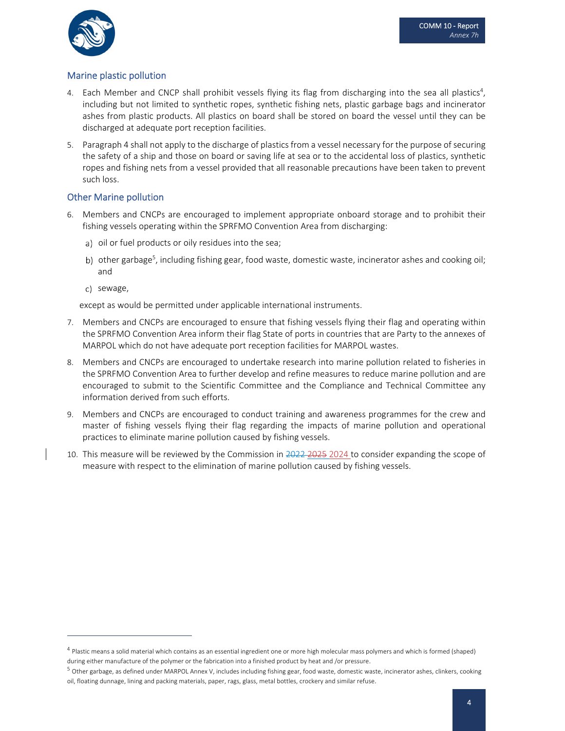## Marine plastic pollution

4. Each Member and CNCP shall prohibit vessels flying its flag from discharging into the sea all plastics[4], including but not limited to synthetic ropes, synthetic fishing nets, plastic garbage bags and incinerator ashes from plastic products. All plastics on board shall be stored on board the vessel until they can be discharged at adequate port reception facilities.

5. Paragraph 4 shall not apply to the discharge of plastics from a vessel necessary for the purpose of securing the safety of a ship and those on board or saving life at sea or to the accidental loss of plastics, synthetic ropes and fishing nets from a vessel provided that all reasonable precautions have been taken to prevent such loss.

## Other Marine pollution

6. Members and CNCPs are encouraged to implement appropriate onboard storage and to prohibit their fishing vessels operating within the SPRFMO Convention Area from discharging:

   a) oil or fuel products or oily residues into the sea;

   b) other garbage[5], including fishing gear, food waste, domestic waste, incinerator ashes and cooking oil; and

   c) sewage,

   except as would be permitted under applicable international instruments.

7. Members and CNCPs are encouraged to ensure that fishing vessels flying their flag and operating within the SPRFMO Convention Area inform their flag State of ports in countries that are Party to the annexes of MARPOL which do not have adequate port reception facilities for MARPOL wastes.

8. Members and CNCPs are encouraged to undertake research into marine pollution related to fisheries in the SPRFMO Convention Area to further develop and refine measures to reduce marine pollution and are encouraged to submit to the Scientific Committee and the Compliance and Technical Committee any information derived from such efforts.

9. Members and CNCPs are encouraged to conduct training and awareness programmes for the crew and master of fishing vessels flying their flag regarding the impacts of marine pollution and operational practices to eliminate marine pollution caused by fishing vessels.

10. This measure will be reviewed by the Commission in ~~2022~~ ~~2025~~ 2024 to consider expanding the scope of measure with respect to the elimination of marine pollution caused by fishing vessels.

---

[4] Plastic means a solid material which contains as an essential ingredient one or more high molecular mass polymers and which is formed (shaped) during either manufacture of the polymer or the fabrication into a finished product by heat and /or pressure.

[5] Other garbage, as defined under MARPOL Annex V, includes including fishing gear, food waste, domestic waste, incinerator ashes, clinkers, cooking oil, floating dunnage, lining and packing materials, paper, rags, glass, metal bottles, crockery and similar refuse.